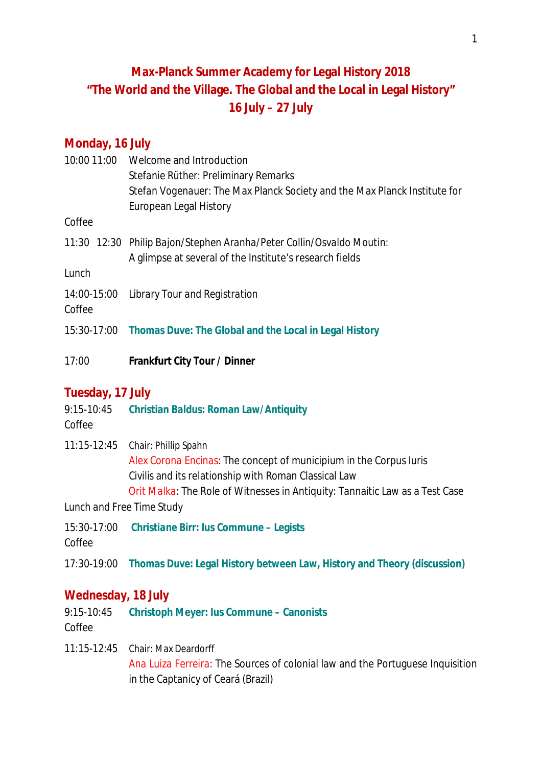# Max-Planck Summer Academy for Legal History 2018
# "The World and the Village. The Global and the Local in Legal History"
# 16 July – 27 July

## Monday, 16 July

10:00 11:00 Welcome and Introduction
Stefanie Rüther: Preliminary Remarks
Stefan Vogenauer: The Max Planck Society and the Max Planck Institute for European Legal History

Coffee

11:30 12:30 Philip Bajon/Stephen Aranha/Peter Collin/Osvaldo Moutin:
A glimpse at several of the Institute's research fields

Lunch

14:00-15:00 Library Tour and Registration

Coffee

15:30-17:00 **Thomas Duve: The Global and the Local in Legal History**

17:00 **Frankfurt City Tour / Dinner**

## Tuesday, 17 July

9:15-10:45 **Christian Baldus: Roman Law/Antiquity**

Coffee

11:15-12:45 Chair: Phillip Spahn
Alex Corona Encinas: The concept of municipium in the Corpus Iuris Civilis and its relationship with Roman Classical Law
Orit Malka: The Role of Witnesses in Antiquity: Tannaitic Law as a Test Case

Lunch and Free Time Study

15:30-17:00 **Christiane Birr: Ius Commune – Legists**

Coffee

17:30-19:00 **Thomas Duve: Legal History between Law, History and Theory (discussion)**

## Wednesday, 18 July

9:15-10:45 **Christoph Meyer: Ius Commune – Canonists**

Coffee

11:15-12:45 Chair: Max Deardorff
Ana Luiza Ferreira: The Sources of colonial law and the Portuguese Inquisition in the Captaincy of Ceará (Brazil)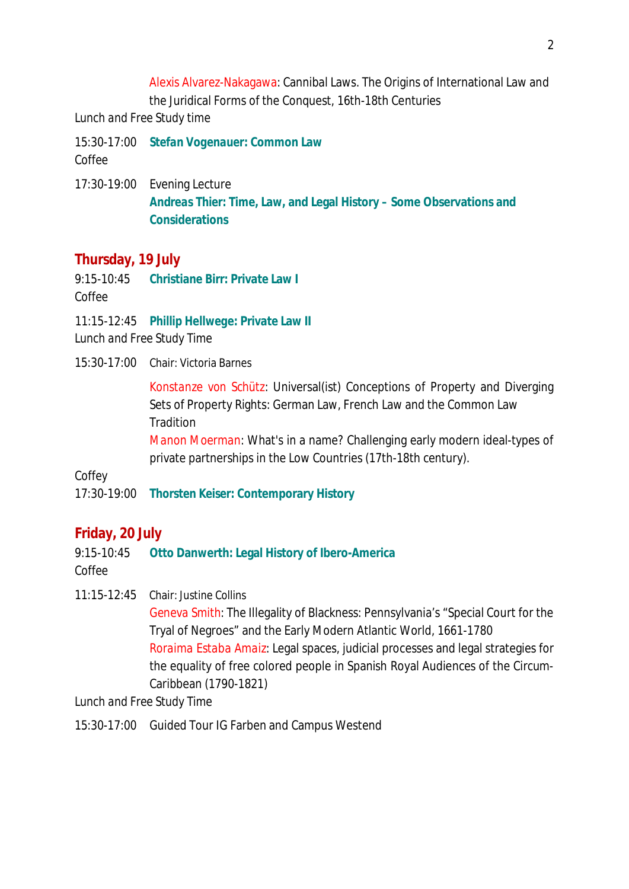Alexis Alvarez-Nakagawa: Cannibal Laws. The Origins of International Law and the Juridical Forms of the Conquest, 16th-18th Centuries

Lunch and Free Study time

15:30-17:00 **Stefan Vogenauer: Common Law**

Coffee

17:30-19:00 Evening Lecture

**Andreas Thier: Time, Law, and Legal History – Some Observations and Considerations**

## Thursday, 19 July

9:15-10:45 **Christiane Birr: Private Law I**

Coffee

11:15-12:45 **Phillip Hellwege: Private Law II**

Lunch and Free Study Time

15:30-17:00 Chair: Victoria Barnes

Konstanze von Schütz: Universal(ist) Conceptions of Property and Diverging Sets of Property Rights: German Law, French Law and the Common Law Tradition

Manon Moerman: What's in a name? Challenging early modern ideal-types of private partnerships in the Low Countries (17th-18th century).

Coffey

17:30-19:00 **Thorsten Keiser: Contemporary History**

## Friday, 20 July

9:15-10:45 **Otto Danwerth: Legal History of Ibero-America**

Coffee

11:15-12:45 Chair: Justine Collins

Geneva Smith: The Illegality of Blackness: Pennsylvania's "Special Court for the Tryal of Negroes" and the Early Modern Atlantic World, 1661-1780

Roraima Estaba Amaiz: Legal spaces, judicial processes and legal strategies for the equality of free colored people in Spanish Royal Audiences of the Circum-Caribbean (1790-1821)

Lunch and Free Study Time

15:30-17:00 Guided Tour IG Farben and Campus Westend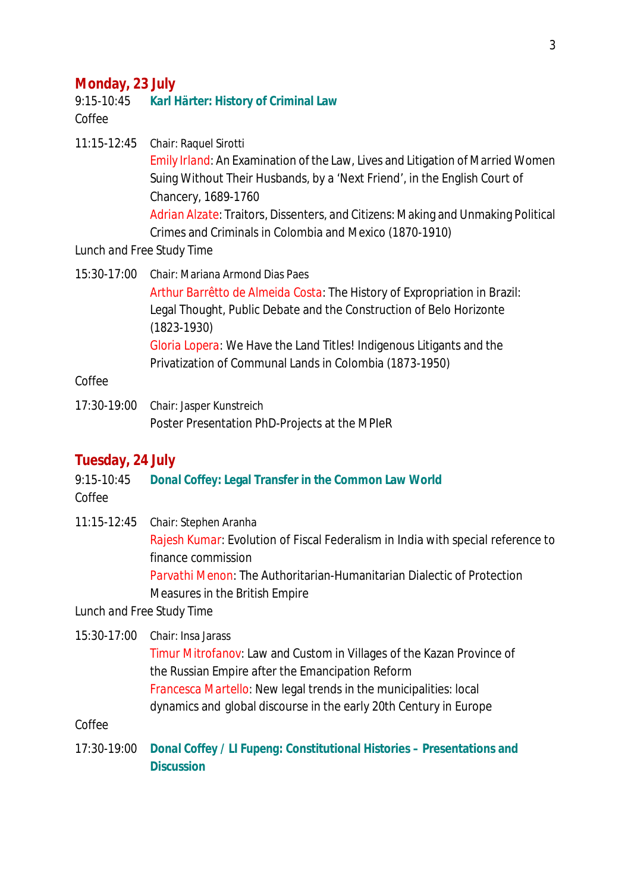## Monday, 23 July

9:15-10:45 **Karl Härter: History of Criminal Law**

Coffee

11:15-12:45 Chair: Raquel Sirotti

Emily Irland: An Examination of the Law, Lives and Litigation of Married Women Suing Without Their Husbands, by a 'Next Friend', in the English Court of Chancery, 1689-1760

Adrian Alzate: Traitors, Dissenters, and Citizens: Making and Unmaking Political Crimes and Criminals in Colombia and Mexico (1870-1910)

Lunch and Free Study Time

15:30-17:00 Chair: Mariana Armond Dias Paes

Arthur Barrêtto de Almeida Costa: The History of Expropriation in Brazil: Legal Thought, Public Debate and the Construction of Belo Horizonte (1823-1930)

Gloria Lopera: We Have the Land Titles! Indigenous Litigants and the Privatization of Communal Lands in Colombia (1873-1950)

Coffee

17:30-19:00 Chair: Jasper Kunstreich

Poster Presentation PhD-Projects at the MPIeR

## Tuesday, 24 July

9:15-10:45 **Donal Coffey: Legal Transfer in the Common Law World**

Coffee

11:15-12:45 Chair: Stephen Aranha

Rajesh Kumar: Evolution of Fiscal Federalism in India with special reference to finance commission

Parvathi Menon: The Authoritarian-Humanitarian Dialectic of Protection Measures in the British Empire

Lunch and Free Study Time

15:30-17:00 Chair: Insa Jarass

Timur Mitrofanov: Law and Custom in Villages of the Kazan Province of the Russian Empire after the Emancipation Reform

Francesca Martello: New legal trends in the municipalities: local dynamics and global discourse in the early 20th Century in Europe

Coffee

17:30-19:00 **Donal Coffey / LI Fupeng: Constitutional Histories – Presentations and Discussion**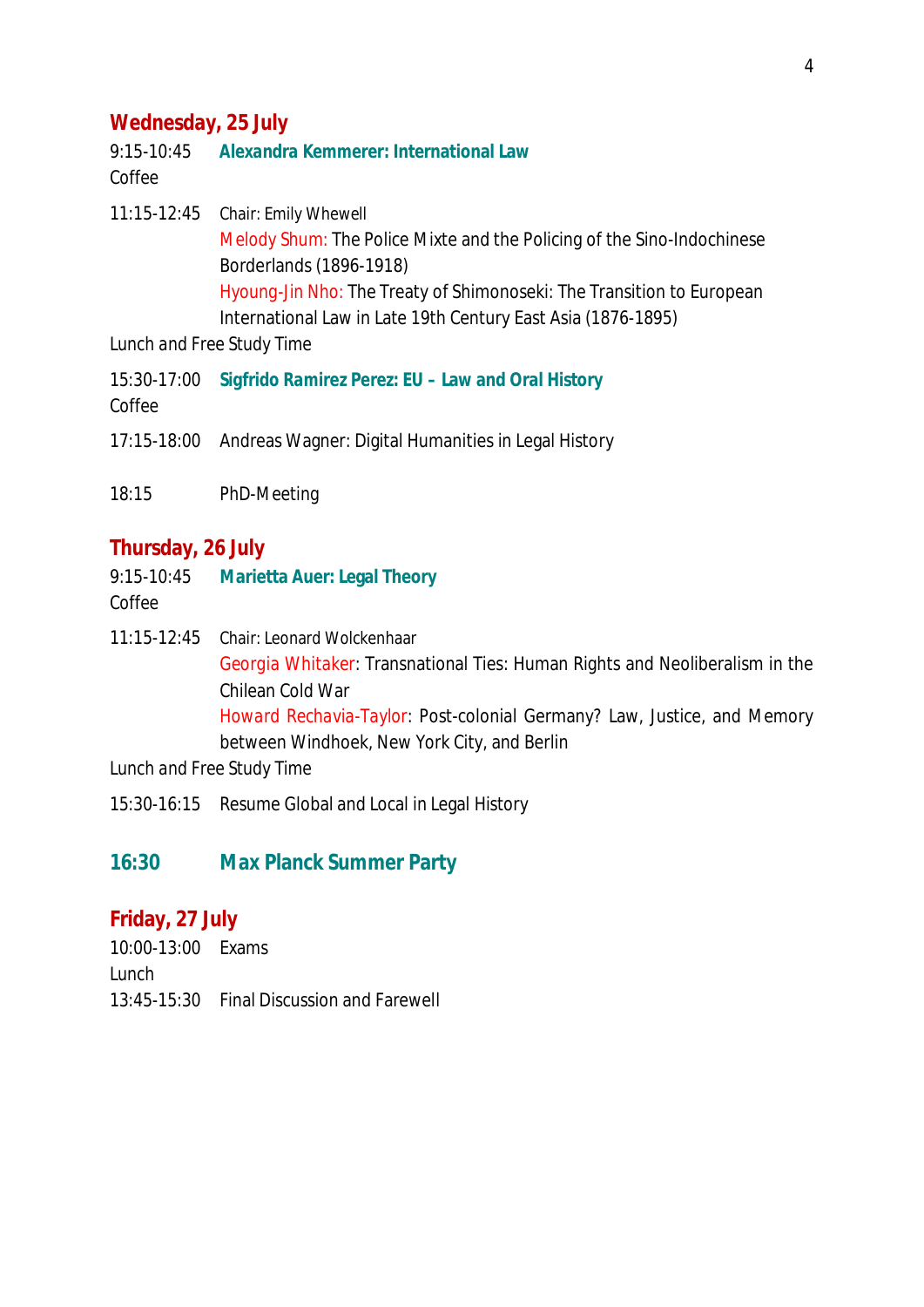## Wednesday, 25 July

9:15-10:45 **Alexandra Kemmerer: International Law**

Coffee

11:15-12:45 Chair: Emily Whewell

Melody Shum: The Police Mixte and the Policing of the Sino-Indochinese Borderlands (1896-1918)

Hyoung-Jin Nho: The Treaty of Shimonoseki: The Transition to European International Law in Late 19th Century East Asia (1876-1895)

Lunch and Free Study Time

15:30-17:00 **Sigfrido Ramirez Perez: EU – Law and Oral History**

Coffee

17:15-18:00 Andreas Wagner: Digital Humanities in Legal History

18:15 PhD-Meeting

## Thursday, 26 July

9:15-10:45 **Marietta Auer: Legal Theory**

Coffee

11:15-12:45 Chair: Leonard Wolckenhaar

Georgia Whitaker: Transnational Ties: Human Rights and Neoliberalism in the Chilean Cold War

Howard Rechavia-Taylor: Post-colonial Germany? Law, Justice, and Memory between Windhoek, New York City, and Berlin

Lunch and Free Study Time

15:30-16:15 Resume Global and Local in Legal History

### 16:30 Max Planck Summer Party

## Friday, 27 July

10:00-13:00 Exams

Lunch

13:45-15:30 Final Discussion and Farewell